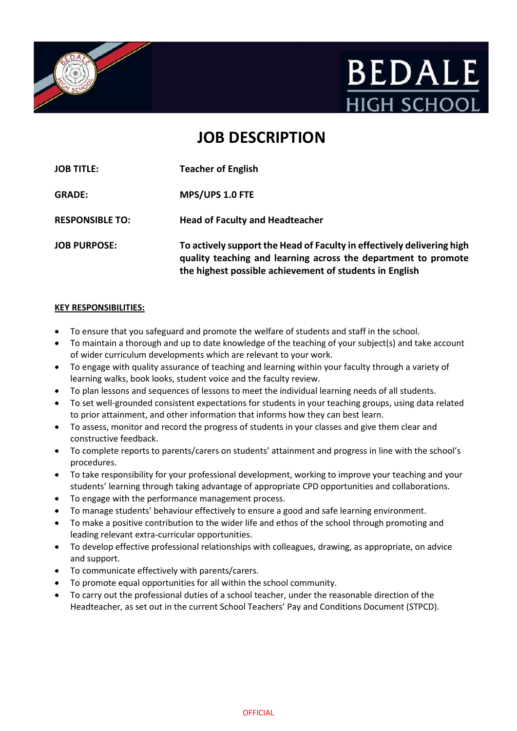# JOB DESCRIPTION

| | |
|---|---|
| **JOB TITLE:** | **Teacher of English** |
| **GRADE:** | **MPS/UPS 1.0 FTE** |
| **RESPONSIBLE TO:** | **Head of Faculty and Headteacher** |
| **JOB PURPOSE:** | **To actively support the Head of Faculty in effectively delivering high quality teaching and learning across the department to promote the highest possible achievement of students in English** |

**KEY RESPONSIBILITIES:**

- To ensure that you safeguard and promote the welfare of students and staff in the school.
- To maintain a thorough and up to date knowledge of the teaching of your subject(s) and take account of wider curriculum developments which are relevant to your work.
- To engage with quality assurance of teaching and learning within your faculty through a variety of learning walks, book looks, student voice and the faculty review.
- To plan lessons and sequences of lessons to meet the individual learning needs of all students.
- To set well-grounded consistent expectations for students in your teaching groups, using data related to prior attainment, and other information that informs how they can best learn.
- To assess, monitor and record the progress of students in your classes and give them clear and constructive feedback.
- To complete reports to parents/carers on students' attainment and progress in line with the school's procedures.
- To take responsibility for your professional development, working to improve your teaching and your students' learning through taking advantage of appropriate CPD opportunities and collaborations.
- To engage with the performance management process.
- To manage students' behaviour effectively to ensure a good and safe learning environment.
- To make a positive contribution to the wider life and ethos of the school through promoting and leading relevant extra-curricular opportunities.
- To develop effective professional relationships with colleagues, drawing, as appropriate, on advice and support.
- To communicate effectively with parents/carers.
- To promote equal opportunities for all within the school community.
- To carry out the professional duties of a school teacher, under the reasonable direction of the Headteacher, as set out in the current School Teachers' Pay and Conditions Document (STPCD).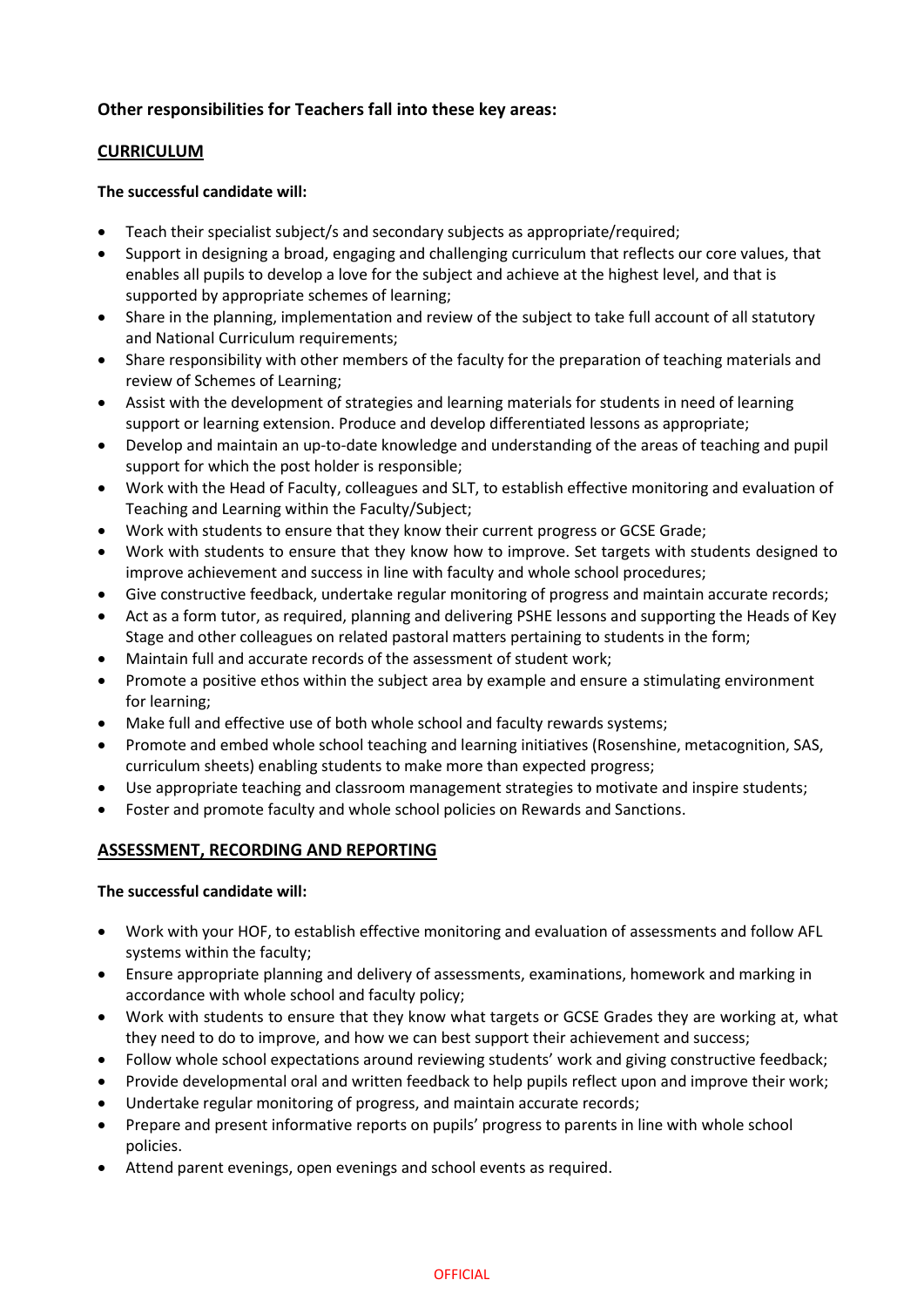### Other responsibilities for Teachers fall into these key areas:

## CURRICULUM

**The successful candidate will:**

- Teach their specialist subject/s and secondary subjects as appropriate/required;
- Support in designing a broad, engaging and challenging curriculum that reflects our core values, that enables all pupils to develop a love for the subject and achieve at the highest level, and that is supported by appropriate schemes of learning;
- Share in the planning, implementation and review of the subject to take full account of all statutory and National Curriculum requirements;
- Share responsibility with other members of the faculty for the preparation of teaching materials and review of Schemes of Learning;
- Assist with the development of strategies and learning materials for students in need of learning support or learning extension. Produce and develop differentiated lessons as appropriate;
- Develop and maintain an up-to-date knowledge and understanding of the areas of teaching and pupil support for which the post holder is responsible;
- Work with the Head of Faculty, colleagues and SLT, to establish effective monitoring and evaluation of Teaching and Learning within the Faculty/Subject;
- Work with students to ensure that they know their current progress or GCSE Grade;
- Work with students to ensure that they know how to improve. Set targets with students designed to improve achievement and success in line with faculty and whole school procedures;
- Give constructive feedback, undertake regular monitoring of progress and maintain accurate records;
- Act as a form tutor, as required, planning and delivering PSHE lessons and supporting the Heads of Key Stage and other colleagues on related pastoral matters pertaining to students in the form;
- Maintain full and accurate records of the assessment of student work;
- Promote a positive ethos within the subject area by example and ensure a stimulating environment for learning;
- Make full and effective use of both whole school and faculty rewards systems;
- Promote and embed whole school teaching and learning initiatives (Rosenshine, metacognition, SAS, curriculum sheets) enabling students to make more than expected progress;
- Use appropriate teaching and classroom management strategies to motivate and inspire students;
- Foster and promote faculty and whole school policies on Rewards and Sanctions.

## ASSESSMENT, RECORDING AND REPORTING

**The successful candidate will:**

- Work with your HOF, to establish effective monitoring and evaluation of assessments and follow AFL systems within the faculty;
- Ensure appropriate planning and delivery of assessments, examinations, homework and marking in accordance with whole school and faculty policy;
- Work with students to ensure that they know what targets or GCSE Grades they are working at, what they need to do to improve, and how we can best support their achievement and success;
- Follow whole school expectations around reviewing students' work and giving constructive feedback;
- Provide developmental oral and written feedback to help pupils reflect upon and improve their work;
- Undertake regular monitoring of progress, and maintain accurate records;
- Prepare and present informative reports on pupils' progress to parents in line with whole school policies.
- Attend parent evenings, open evenings and school events as required.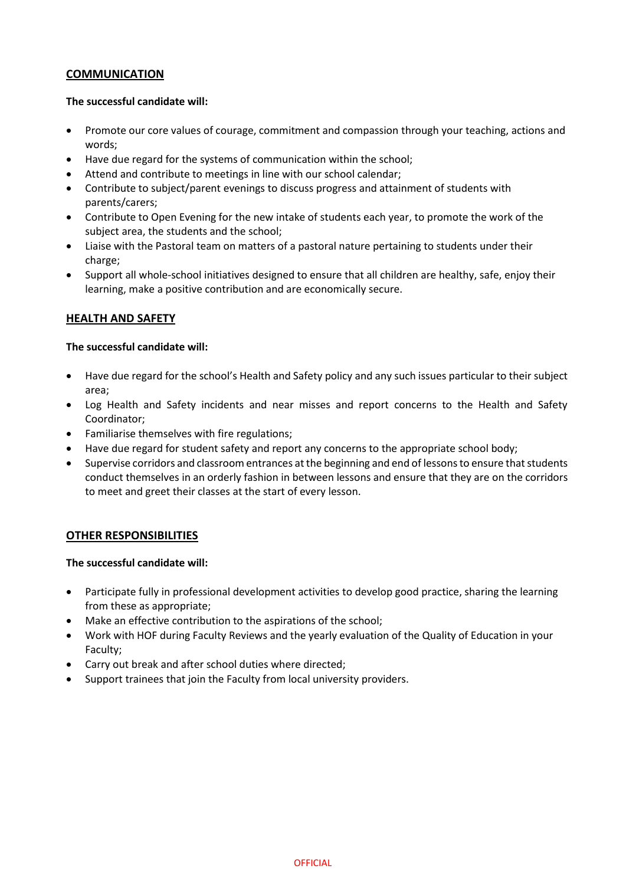## COMMUNICATION

**The successful candidate will:**

- Promote our core values of courage, commitment and compassion through your teaching, actions and words;
- Have due regard for the systems of communication within the school;
- Attend and contribute to meetings in line with our school calendar;
- Contribute to subject/parent evenings to discuss progress and attainment of students with parents/carers;
- Contribute to Open Evening for the new intake of students each year, to promote the work of the subject area, the students and the school;
- Liaise with the Pastoral team on matters of a pastoral nature pertaining to students under their charge;
- Support all whole-school initiatives designed to ensure that all children are healthy, safe, enjoy their learning, make a positive contribution and are economically secure.

## HEALTH AND SAFETY

**The successful candidate will:**

- Have due regard for the school's Health and Safety policy and any such issues particular to their subject area;
- Log Health and Safety incidents and near misses and report concerns to the Health and Safety Coordinator;
- Familiarise themselves with fire regulations;
- Have due regard for student safety and report any concerns to the appropriate school body;
- Supervise corridors and classroom entrances at the beginning and end of lessons to ensure that students conduct themselves in an orderly fashion in between lessons and ensure that they are on the corridors to meet and greet their classes at the start of every lesson.

## OTHER RESPONSIBILITIES

**The successful candidate will:**

- Participate fully in professional development activities to develop good practice, sharing the learning from these as appropriate;
- Make an effective contribution to the aspirations of the school;
- Work with HOF during Faculty Reviews and the yearly evaluation of the Quality of Education in your Faculty;
- Carry out break and after school duties where directed;
- Support trainees that join the Faculty from local university providers.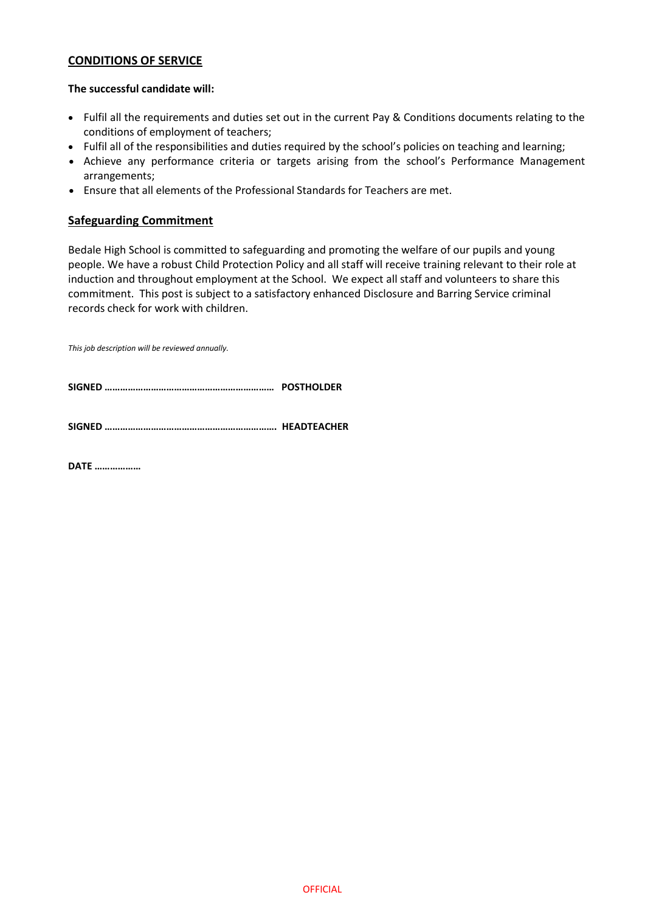## CONDITIONS OF SERVICE

**The successful candidate will:**

- Fulfil all the requirements and duties set out in the current Pay & Conditions documents relating to the conditions of employment of teachers;
- Fulfil all of the responsibilities and duties required by the school's policies on teaching and learning;
- Achieve any performance criteria or targets arising from the school's Performance Management arrangements;
- Ensure that all elements of the Professional Standards for Teachers are met.

## Safeguarding Commitment

Bedale High School is committed to safeguarding and promoting the welfare of our pupils and young people. We have a robust Child Protection Policy and all staff will receive training relevant to their role at induction and throughout employment at the School. We expect all staff and volunteers to share this commitment. This post is subject to a satisfactory enhanced Disclosure and Barring Service criminal records check for work with children.

*This job description will be reviewed annually.*

**SIGNED ………………………………………………………… POSTHOLDER**

**SIGNED …………………………………………………………. HEADTEACHER**

**DATE ………………**

OFFICIAL